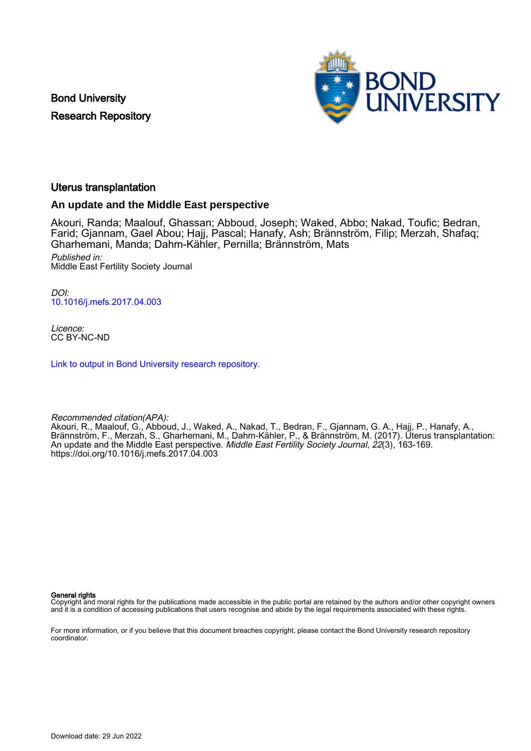Bond University
Research Repository

# Uterus transplantation

## An update and the Middle East perspective

Akouri, Randa; Maalouf, Ghassan; Abboud, Joseph; Waked, Abbo; Nakad, Toufic; Bedran, Farid; Gjannam, Gael Abou; Hajj, Pascal; Hanafy, Ash; Brännström, Filip; Merzah, Shafaq; Gharhemani, Manda; Dahm-Kähler, Pernilla; Brännström, Mats

*Published in:*
Middle East Fertility Society Journal

*DOI:*
10.1016/j.mefs.2017.04.003

*Licence:*
CC BY-NC-ND

Link to output in Bond University research repository.

*Recommended citation(APA):*
Akouri, R., Maalouf, G., Abboud, J., Waked, A., Nakad, T., Bedran, F., Gjannam, G. A., Hajj, P., Hanafy, A., Brännström, F., Merzah, S., Gharhemani, M., Dahm-Kähler, P., & Brännström, M. (2017). Uterus transplantation: An update and the Middle East perspective. *Middle East Fertility Society Journal*, *22*(3), 163-169. https://doi.org/10.1016/j.mefs.2017.04.003

**General rights**
Copyright and moral rights for the publications made accessible in the public portal are retained by the authors and/or other copyright owners and it is a condition of accessing publications that users recognise and abide by the legal requirements associated with these rights.

For more information, or if you believe that this document breaches copyright, please contact the Bond University research repository coordinator.

Download date: 29 Jun 2022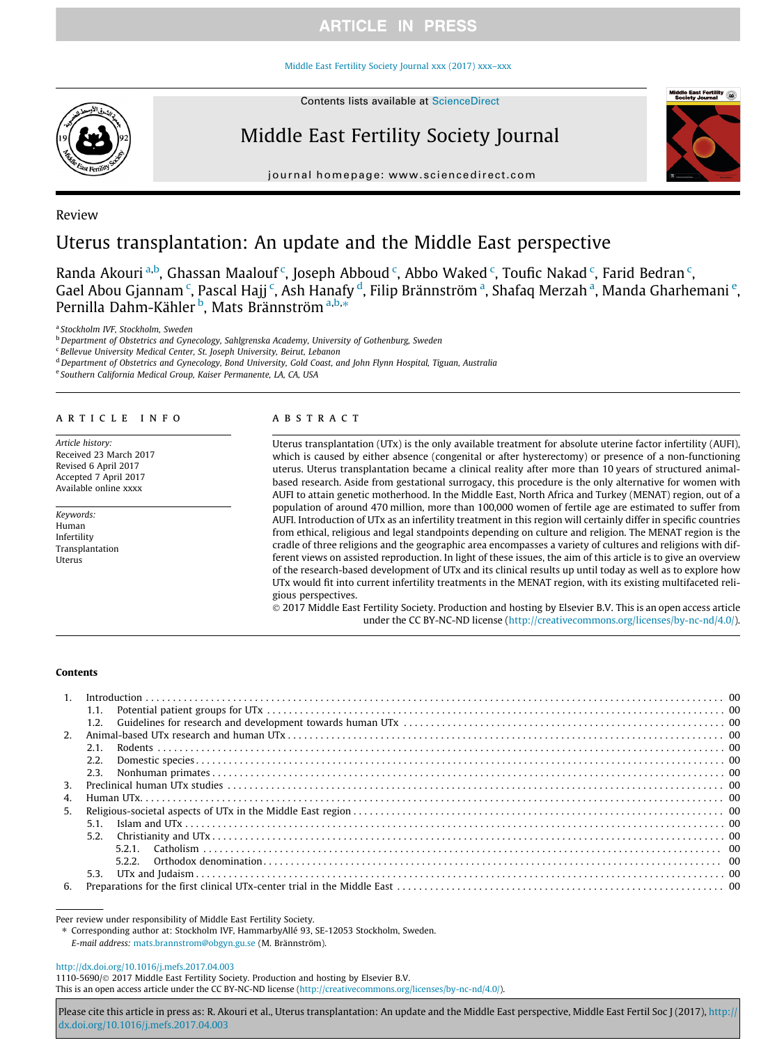Review

# Uterus transplantation: An update and the Middle East perspective

Randa Akouri [a,b], Ghassan Maalouf [c], Joseph Abboud [c], Abbo Waked [c], Toufic Nakad [c], Farid Bedran [c], Gael Abou Gjannam [c], Pascal Hajj [c], Ash Hanafy [d], Filip Brännström [a], Shafaq Merzah [a], Manda Gharhemani [e], Pernilla Dahm-Kähler [b], Mats Brännström [a,b,*]

[a] Stockholm IVF, Stockholm, Sweden
[b] Department of Obstetrics and Gynecology, Sahlgrenska Academy, University of Gothenburg, Sweden
[c] Bellevue University Medical Center, St. Joseph University, Beirut, Lebanon
[d] Department of Obstetrics and Gynecology, Bond University, Gold Coast, and John Flynn Hospital, Tiguan, Australia
[e] Southern California Medical Group, Kaiser Permanente, LA, CA, USA

## ARTICLE INFO

*Article history:*
Received 23 March 2017
Revised 6 April 2017
Accepted 7 April 2017
Available online xxxx

*Keywords:*
Human
Infertility
Transplantation
Uterus

## ABSTRACT

Uterus transplantation (UTx) is the only available treatment for absolute uterine factor infertility (AUFI), which is caused by either absence (congenital or after hysterectomy) or presence of a non-functioning uterus. Uterus transplantation became a clinical reality after more than 10 years of structured animal-based research. Aside from gestational surrogacy, this procedure is the only alternative for women with AUFI to attain genetic motherhood. In the Middle East, North Africa and Turkey (MENAT) region, out of a population of around 470 million, more than 100,000 women of fertile age are estimated to suffer from AUFI. Introduction of UTx as an infertility treatment in this region will certainly differ in specific countries from ethical, religious and legal standpoints depending on culture and religion. The MENAT region is the cradle of three religions and the geographic area encompasses a variety of cultures and religions with different views on assisted reproduction. In light of these issues, the aim of this article is to give an overview of the research-based development of UTx and its clinical results up until today as well as to explore how UTx would fit into current infertility treatments in the MENAT region, with its existing multifaceted religious perspectives.

© 2017 Middle East Fertility Society. Production and hosting by Elsevier B.V. This is an open access article under the CC BY-NC-ND license (http://creativecommons.org/licenses/by-nc-nd/4.0/).

## Contents

1. Introduction . . . 00
   1.1. Potential patient groups for UTx . . . 00
   1.2. Guidelines for research and development towards human UTx . . . 00
2. Animal-based UTx research and human UTx . . . 00
   2.1. Rodents . . . 00
   2.2. Domestic species . . . 00
   2.3. Nonhuman primates . . . 00
3. Preclinical human UTx studies . . . 00
4. Human UTx . . . 00
5. Religious-societal aspects of UTx in the Middle East region . . . 00
   5.1. Islam and UTx . . . 00
   5.2. Christianity and UTx . . . 00
      5.2.1. Catholism . . . 00
      5.2.2. Orthodox denomination . . . 00
   5.3. UTx and Judaism . . . 00
6. Preparations for the first clinical UTx-center trial in the Middle East . . . 00

Peer review under responsibility of Middle East Fertility Society.
* Corresponding author at: Stockholm IVF, HammarbyAllé 93, SE-12053 Stockholm, Sweden.
*E-mail address:* mats.brannstrom@obgyn.gu.se (M. Brännström).

http://dx.doi.org/10.1016/j.mefs.2017.04.003
1110-5690/© 2017 Middle East Fertility Society. Production and hosting by Elsevier B.V.
This is an open access article under the CC BY-NC-ND license (http://creativecommons.org/licenses/by-nc-nd/4.0/).

Please cite this article in press as: R. Akouri et al., Uterus transplantation: An update and the Middle East perspective, Middle East Fertil Soc J (2017), http://dx.doi.org/10.1016/j.mefs.2017.04.003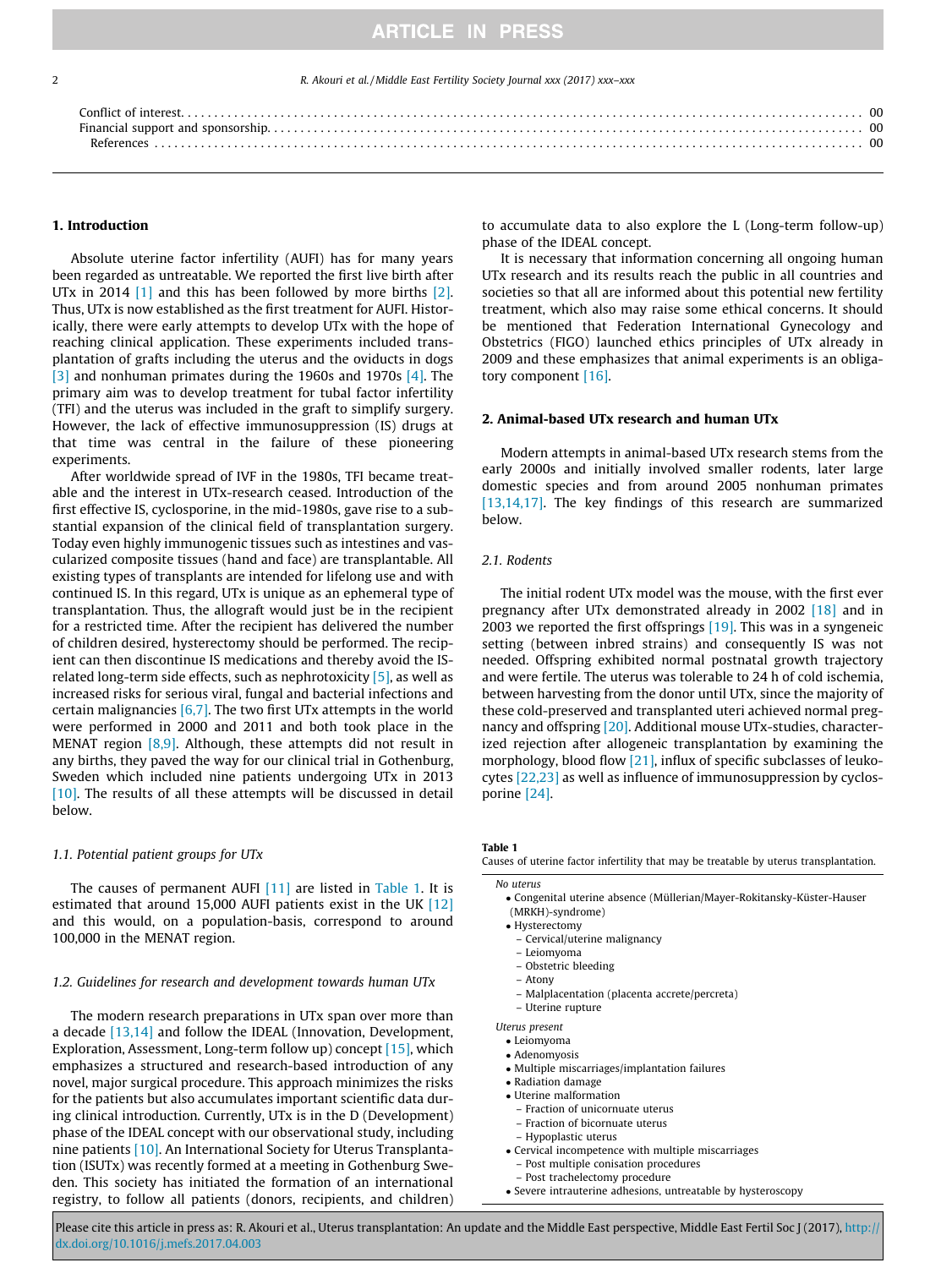Conflict of interest. . . . . . . . 00
Financial support and sponsorship. . . . . . . . 00
References . . . . . . . . 00

## 1. Introduction

Absolute uterine factor infertility (AUFI) has for many years been regarded as untreatable. We reported the first live birth after UTx in 2014 [1] and this has been followed by more births [2]. Thus, UTx is now established as the first treatment for AUFI. Historically, there were early attempts to develop UTx with the hope of reaching clinical application. These experiments included transplantation of grafts including the uterus and the oviducts in dogs [3] and nonhuman primates during the 1960s and 1970s [4]. The primary aim was to develop treatment for tubal factor infertility (TFI) and the uterus was included in the graft to simplify surgery. However, the lack of effective immunosuppression (IS) drugs at that time was central in the failure of these pioneering experiments.

After worldwide spread of IVF in the 1980s, TFI became treatable and the interest in UTx-research ceased. Introduction of the first effective IS, cyclosporine, in the mid-1980s, gave rise to a substantial expansion of the clinical field of transplantation surgery. Today even highly immunogenic tissues such as intestines and vascularized composite tissues (hand and face) are transplantable. All existing types of transplants are intended for lifelong use and with continued IS. In this regard, UTx is unique as an ephemeral type of transplantation. Thus, the allograft would just be in the recipient for a restricted time. After the recipient has delivered the number of children desired, hysterectomy should be performed. The recipient can then discontinue IS medications and thereby avoid the IS-related long-term side effects, such as nephrotoxicity [5], as well as increased risks for serious viral, fungal and bacterial infections and certain malignancies [6,7]. The two first UTx attempts in the world were performed in 2000 and 2011 and both took place in the MENAT region [8,9]. Although, these attempts did not result in any births, they paved the way for our clinical trial in Gothenburg, Sweden which included nine patients undergoing UTx in 2013 [10]. The results of all these attempts will be discussed in detail below.

### 1.1. Potential patient groups for UTx

The causes of permanent AUFI [11] are listed in Table 1. It is estimated that around 15,000 AUFI patients exist in the UK [12] and this would, on a population-basis, correspond to around 100,000 in the MENAT region.

### 1.2. Guidelines for research and development towards human UTx

The modern research preparations in UTx span over more than a decade [13,14] and follow the IDEAL (Innovation, Development, Exploration, Assessment, Long-term follow up) concept [15], which emphasizes a structured and research-based introduction of any novel, major surgical procedure. This approach minimizes the risks for the patients but also accumulates important scientific data during clinical introduction. Currently, UTx is in the D (Development) phase of the IDEAL concept with our observational study, including nine patients [10]. An International Society for Uterus Transplantation (ISUTx) was recently formed at a meeting in Gothenburg Sweden. This society has initiated the formation of an international registry, to follow all patients (donors, recipients, and children) to accumulate data to also explore the L (Long-term follow-up) phase of the IDEAL concept.

It is necessary that information concerning all ongoing human UTx research and its results reach the public in all countries and societies so that all are informed about this potential new fertility treatment, which also may raise some ethical concerns. It should be mentioned that Federation International Gynecology and Obstetrics (FIGO) launched ethics principles of UTx already in 2009 and these emphasizes that animal experiments is an obligatory component [16].

## 2. Animal-based UTx research and human UTx

Modern attempts in animal-based UTx research stems from the early 2000s and initially involved smaller rodents, later large domestic species and from around 2005 nonhuman primates [13,14,17]. The key findings of this research are summarized below.

### 2.1. Rodents

The initial rodent UTx model was the mouse, with the first ever pregnancy after UTx demonstrated already in 2002 [18] and in 2003 we reported the first offsprings [19]. This was in a syngeneic setting (between inbred strains) and consequently IS was not needed. Offspring exhibited normal postnatal growth trajectory and were fertile. The uterus was tolerable to 24 h of cold ischemia, between harvesting from the donor until UTx, since the majority of these cold-preserved and transplanted uteri achieved normal pregnancy and offspring [20]. Additional mouse UTx-studies, characterized rejection after allogeneic transplantation by examining the morphology, blood flow [21], influx of specific subclasses of leukocytes [22,23] as well as influence of immunosuppression by cyclosporine [24].

**Table 1**
Causes of uterine factor infertility that may be treatable by uterus transplantation.

*No uterus*
- Congenital uterine absence (Müllerian/Mayer-Rokitansky-Küster-Hauser (MRKH)-syndrome)
- Hysterectomy
  - Cervical/uterine malignancy
  - Leiomyoma
  - Obstetric bleeding
  - Atony
  - Malplacentation (placenta accrete/percreta)
  - Uterine rupture

*Uterus present*
- Leiomyoma
- Adenomyosis
- Multiple miscarriages/implantation failures
- Radiation damage
- Uterine malformation
  - Fraction of unicornuate uterus
  - Fraction of bicornuate uterus
  - Hypoplastic uterus
- Cervical incompetence with multiple miscarriages
  - Post multiple conisation procedures
  - Post trachelectomy procedure
- Severe intrauterine adhesions, untreatable by hysteroscopy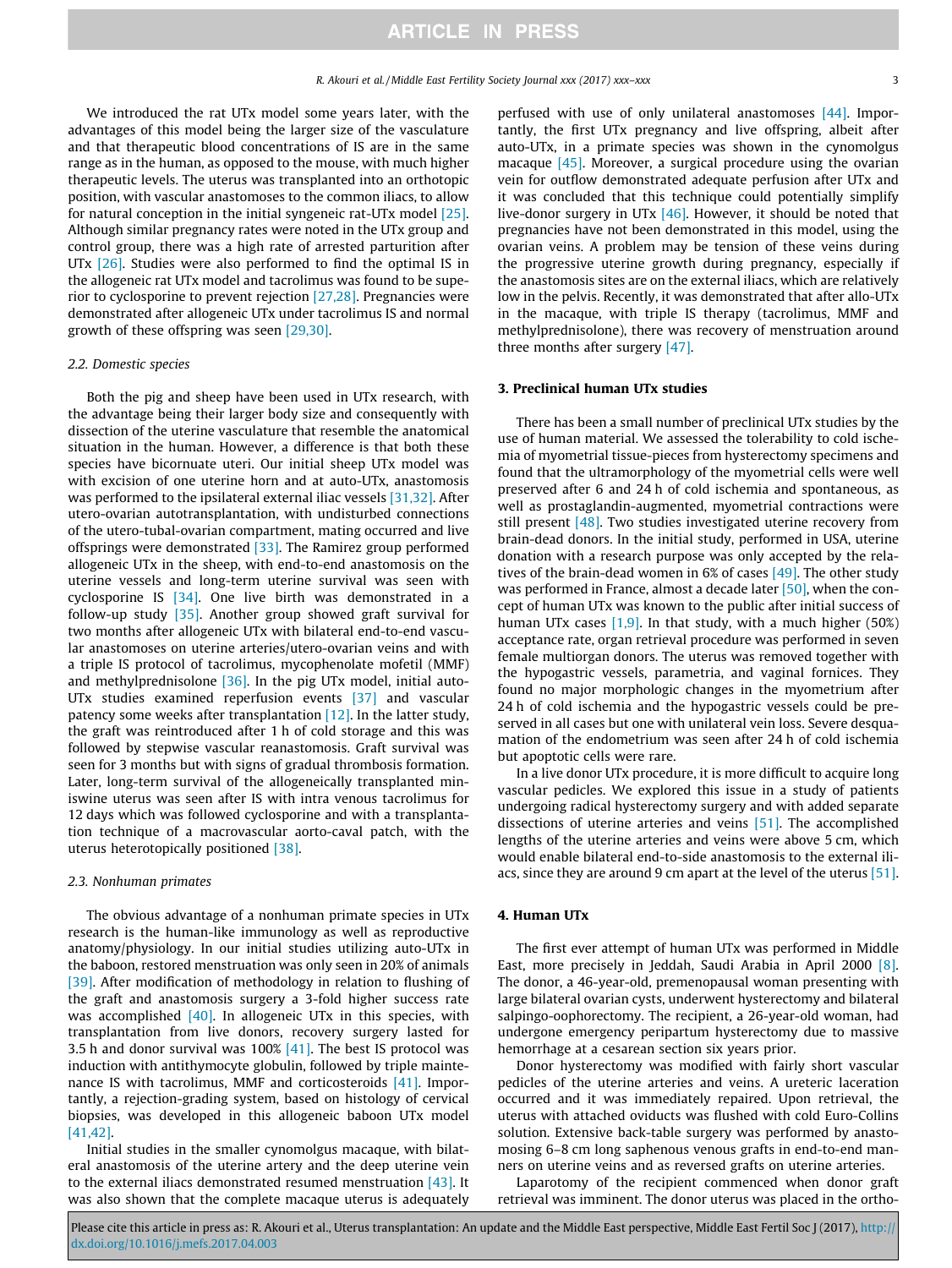We introduced the rat UTx model some years later, with the advantages of this model being the larger size of the vasculature and that therapeutic blood concentrations of IS are in the same range as in the human, as opposed to the mouse, with much higher therapeutic levels. The uterus was transplanted into an orthotopic position, with vascular anastomoses to the common iliacs, to allow for natural conception in the initial syngeneic rat-UTx model [25]. Although similar pregnancy rates were noted in the UTx group and control group, there was a high rate of arrested parturition after UTx [26]. Studies were also performed to find the optimal IS in the allogeneic rat UTx model and tacrolimus was found to be superior to cyclosporine to prevent rejection [27,28]. Pregnancies were demonstrated after allogeneic UTx under tacrolimus IS and normal growth of these offspring was seen [29,30].

### 2.2. Domestic species

Both the pig and sheep have been used in UTx research, with the advantage being their larger body size and consequently with dissection of the uterine vasculature that resemble the anatomical situation in the human. However, a difference is that both these species have bicornuate uteri. Our initial sheep UTx model was with excision of one uterine horn and at auto-UTx, anastomosis was performed to the ipsilateral external iliac vessels [31,32]. After utero-ovarian autotransplantation, with undisturbed connections of the utero-tubal-ovarian compartment, mating occurred and live offsprings were demonstrated [33]. The Ramirez group performed allogeneic UTx in the sheep, with end-to-end anastomosis on the uterine vessels and long-term uterine survival was seen with cyclosporine IS [34]. One live birth was demonstrated in a follow-up study [35]. Another group showed graft survival for two months after allogeneic UTx with bilateral end-to-end vascular anastomoses on uterine arteries/utero-ovarian veins and with a triple IS protocol of tacrolimus, mycophenolate mofetil (MMF) and methylprednisolone [36]. In the pig UTx model, initial auto-UTx studies examined reperfusion events [37] and vascular patency some weeks after transplantation [12]. In the latter study, the graft was reintroduced after 1 h of cold storage and this was followed by stepwise vascular reanastomosis. Graft survival was seen for 3 months but with signs of gradual thrombosis formation. Later, long-term survival of the allogeneically transplanted miniswine uterus was seen after IS with intra venous tacrolimus for 12 days which was followed cyclosporine and with a transplantation technique of a macrovascular aorto-caval patch, with the uterus heterotopically positioned [38].

### 2.3. Nonhuman primates

The obvious advantage of a nonhuman primate species in UTx research is the human-like immunology as well as reproductive anatomy/physiology. In our initial studies utilizing auto-UTx in the baboon, restored menstruation was only seen in 20% of animals [39]. After modification of methodology in relation to flushing of the graft and anastomosis surgery a 3-fold higher success rate was accomplished [40]. In allogeneic UTx in this species, with transplantation from live donors, recovery surgery lasted for 3.5 h and donor survival was 100% [41]. The best IS protocol was induction with antithymocyte globulin, followed by triple maintenance IS with tacrolimus, MMF and corticosteroids [41]. Importantly, a rejection-grading system, based on histology of cervical biopsies, was developed in this allogeneic baboon UTx model [41,42].

Initial studies in the smaller cynomolgus macaque, with bilateral anastomosis of the uterine artery and the deep uterine vein to the external iliacs demonstrated resumed menstruation [43]. It was also shown that the complete macaque uterus is adequately perfused with use of only unilateral anastomoses [44]. Importantly, the first UTx pregnancy and live offspring, albeit after auto-UTx, in a primate species was shown in the cynomolgus macaque [45]. Moreover, a surgical procedure using the ovarian vein for outflow demonstrated adequate perfusion after UTx and it was concluded that this technique could potentially simplify live-donor surgery in UTx [46]. However, it should be noted that pregnancies have not been demonstrated in this model, using the ovarian veins. A problem may be tension of these veins during the progressive uterine growth during pregnancy, especially if the anastomosis sites are on the external iliacs, which are relatively low in the pelvis. Recently, it was demonstrated that after allo-UTx in the macaque, with triple IS therapy (tacrolimus, MMF and methylprednisolone), there was recovery of menstruation around three months after surgery [47].

## 3. Preclinical human UTx studies

There has been a small number of preclinical UTx studies by the use of human material. We assessed the tolerability to cold ischemia of myometrial tissue-pieces from hysterectomy specimens and found that the ultramorphology of the myometrial cells were well preserved after 6 and 24 h of cold ischemia and spontaneous, as well as prostaglandin-augmented, myometrial contractions were still present [48]. Two studies investigated uterine recovery from brain-dead donors. In the initial study, performed in USA, uterine donation with a research purpose was only accepted by the relatives of the brain-dead women in 6% of cases [49]. The other study was performed in France, almost a decade later [50], when the concept of human UTx was known to the public after initial success of human UTx cases [1,9]. In that study, with a much higher (50%) acceptance rate, organ retrieval procedure was performed in seven female multiorgan donors. The uterus was removed together with the hypogastric vessels, parametria, and vaginal fornices. They found no major morphologic changes in the myometrium after 24 h of cold ischemia and the hypogastric vessels could be preserved in all cases but one with unilateral vein loss. Severe desquamation of the endometrium was seen after 24 h of cold ischemia but apoptotic cells were rare.

In a live donor UTx procedure, it is more difficult to acquire long vascular pedicles. We explored this issue in a study of patients undergoing radical hysterectomy surgery and with added separate dissections of uterine arteries and veins [51]. The accomplished lengths of the uterine arteries and veins were above 5 cm, which would enable bilateral end-to-side anastomosis to the external iliacs, since they are around 9 cm apart at the level of the uterus [51].

## 4. Human UTx

The first ever attempt of human UTx was performed in Middle East, more precisely in Jeddah, Saudi Arabia in April 2000 [8]. The donor, a 46-year-old, premenopausal woman presenting with large bilateral ovarian cysts, underwent hysterectomy and bilateral salpingo-oophorectomy. The recipient, a 26-year-old woman, had undergone emergency peripartum hysterectomy due to massive hemorrhage at a cesarean section six years prior.

Donor hysterectomy was modified with fairly short vascular pedicles of the uterine arteries and veins. A ureteric laceration occurred and it was immediately repaired. Upon retrieval, the uterus with attached oviducts was flushed with cold Euro-Collins solution. Extensive back-table surgery was performed by anastomosing 6–8 cm long saphenous venous grafts in end-to-end manners on uterine veins and as reversed grafts on uterine arteries.

Laparotomy of the recipient commenced when donor graft retrieval was imminent. The donor uterus was placed in the ortho-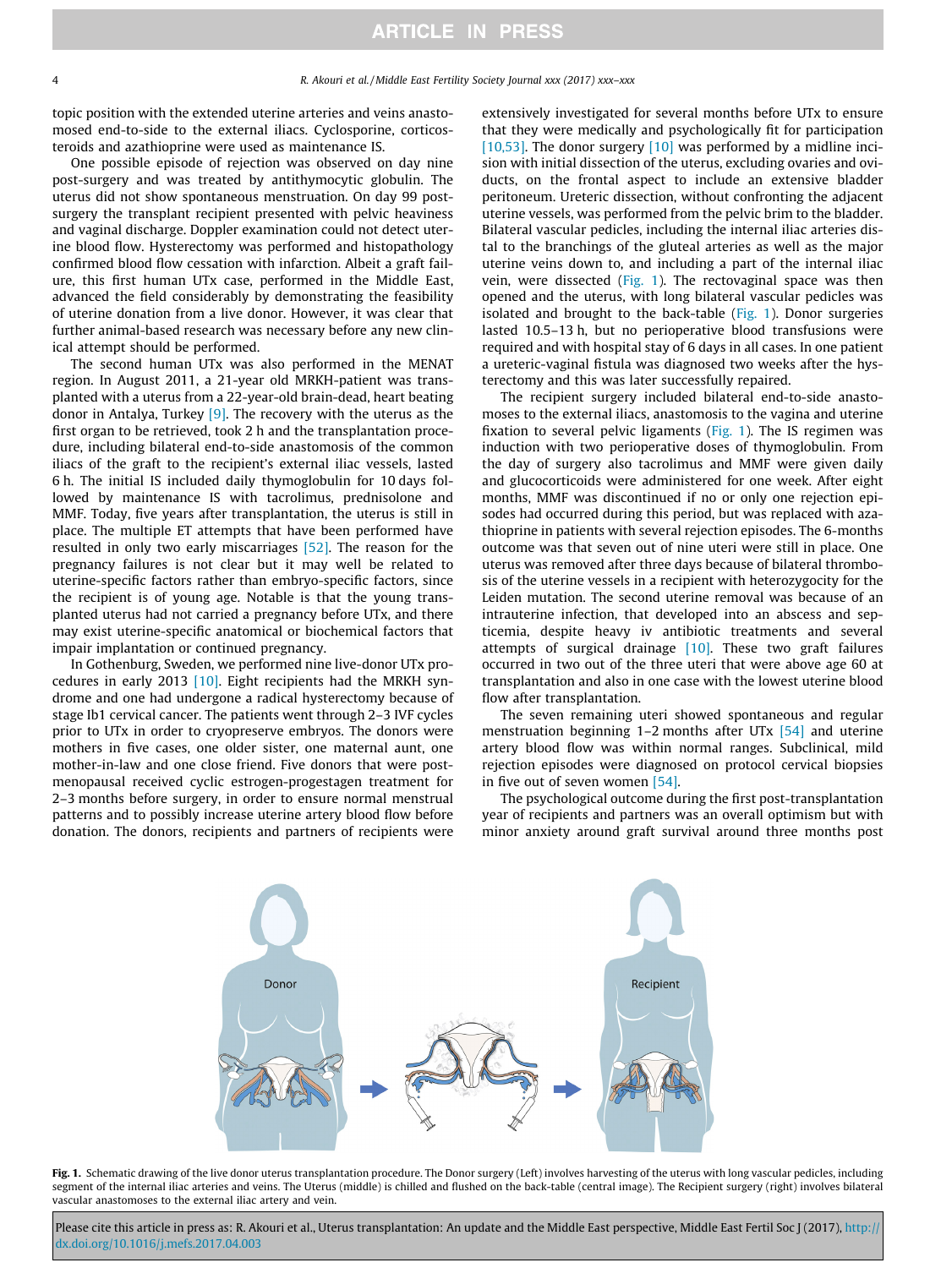topic position with the extended uterine arteries and veins anastomosed end-to-side to the external iliacs. Cyclosporine, corticosteroids and azathioprine were used as maintenance IS.

One possible episode of rejection was observed on day nine post-surgery and was treated by antithymocytic globulin. The uterus did not show spontaneous menstruation. On day 99 post-surgery the transplant recipient presented with pelvic heaviness and vaginal discharge. Doppler examination could not detect uterine blood flow. Hysterectomy was performed and histopathology confirmed blood flow cessation with infarction. Albeit a graft failure, this first human UTx case, performed in the Middle East, advanced the field considerably by demonstrating the feasibility of uterine donation from a live donor. However, it was clear that further animal-based research was necessary before any new clinical attempt should be performed.

The second human UTx was also performed in the MENAT region. In August 2011, a 21-year old MRKH-patient was transplanted with a uterus from a 22-year-old brain-dead, heart beating donor in Antalya, Turkey [9]. The recovery with the uterus as the first organ to be retrieved, took 2 h and the transplantation procedure, including bilateral end-to-side anastomosis of the common iliacs of the graft to the recipient's external iliac vessels, lasted 6 h. The initial IS included daily thymoglobulin for 10 days followed by maintenance IS with tacrolimus, prednisolone and MMF. Today, five years after transplantation, the uterus is still in place. The multiple ET attempts that have been performed have resulted in only two early miscarriages [52]. The reason for the pregnancy failures is not clear but it may well be related to uterine-specific factors rather than embryo-specific factors, since the recipient is of young age. Notable is that the young transplanted uterus had not carried a pregnancy before UTx, and there may exist uterine-specific anatomical or biochemical factors that impair implantation or continued pregnancy.

In Gothenburg, Sweden, we performed nine live-donor UTx procedures in early 2013 [10]. Eight recipients had the MRKH syndrome and one had undergone a radical hysterectomy because of stage Ib1 cervical cancer. The patients went through 2–3 IVF cycles prior to UTx in order to cryopreserve embryos. The donors were mothers in five cases, one older sister, one maternal aunt, one mother-in-law and one close friend. Five donors that were postmenopausal received cyclic estrogen-progestagen treatment for 2–3 months before surgery, in order to ensure normal menstrual patterns and to possibly increase uterine artery blood flow before donation. The donors, recipients and partners of recipients were extensively investigated for several months before UTx to ensure that they were medically and psychologically fit for participation [10,53]. The donor surgery [10] was performed by a midline incision with initial dissection of the uterus, excluding ovaries and oviducts, on the frontal aspect to include an extensive bladder peritoneum. Ureteric dissection, without confronting the adjacent uterine vessels, was performed from the pelvic brim to the bladder. Bilateral vascular pedicles, including the internal iliac arteries distal to the branchings of the gluteal arteries as well as the major uterine veins down to, and including a part of the internal iliac vein, were dissected (Fig. 1). The rectovaginal space was then opened and the uterus, with long bilateral vascular pedicles was isolated and brought to the back-table (Fig. 1). Donor surgeries lasted 10.5–13 h, but no perioperative blood transfusions were required and with hospital stay of 6 days in all cases. In one patient a ureteric-vaginal fistula was diagnosed two weeks after the hysterectomy and this was later successfully repaired.

The recipient surgery included bilateral end-to-side anastomoses to the external iliacs, anastomosis to the vagina and uterine fixation to several pelvic ligaments (Fig. 1). The IS regimen was induction with two perioperative doses of thymoglobulin. From the day of surgery also tacrolimus and MMF were given daily and glucocorticoids were administered for one week. After eight months, MMF was discontinued if no or only one rejection episodes had occurred during this period, but was replaced with azathioprine in patients with several rejection episodes. The 6-months outcome was that seven out of nine uteri were still in place. One uterus was removed after three days because of bilateral thrombosis of the uterine vessels in a recipient with heterozygocity for the Leiden mutation. The second uterine removal was because of an intrauterine infection, that developed into an abscess and septicemia, despite heavy iv antibiotic treatments and several attempts of surgical drainage [10]. These two graft failures occurred in two out of the three uteri that were above age 60 at transplantation and also in one case with the lowest uterine blood flow after transplantation.

The seven remaining uteri showed spontaneous and regular menstruation beginning 1–2 months after UTx [54] and uterine artery blood flow was within normal ranges. Subclinical, mild rejection episodes were diagnosed on protocol cervical biopsies in five out of seven women [54].

The psychological outcome during the first post-transplantation year of recipients and partners was an overall optimism but with minor anxiety around graft survival around three months post

**Fig. 1.** Schematic drawing of the live donor uterus transplantation procedure. The Donor surgery (Left) involves harvesting of the uterus with long vascular pedicles, including segment of the internal iliac arteries and veins. The Uterus (middle) is chilled and flushed on the back-table (central image). The Recipient surgery (right) involves bilateral vascular anastomoses to the external iliac artery and vein.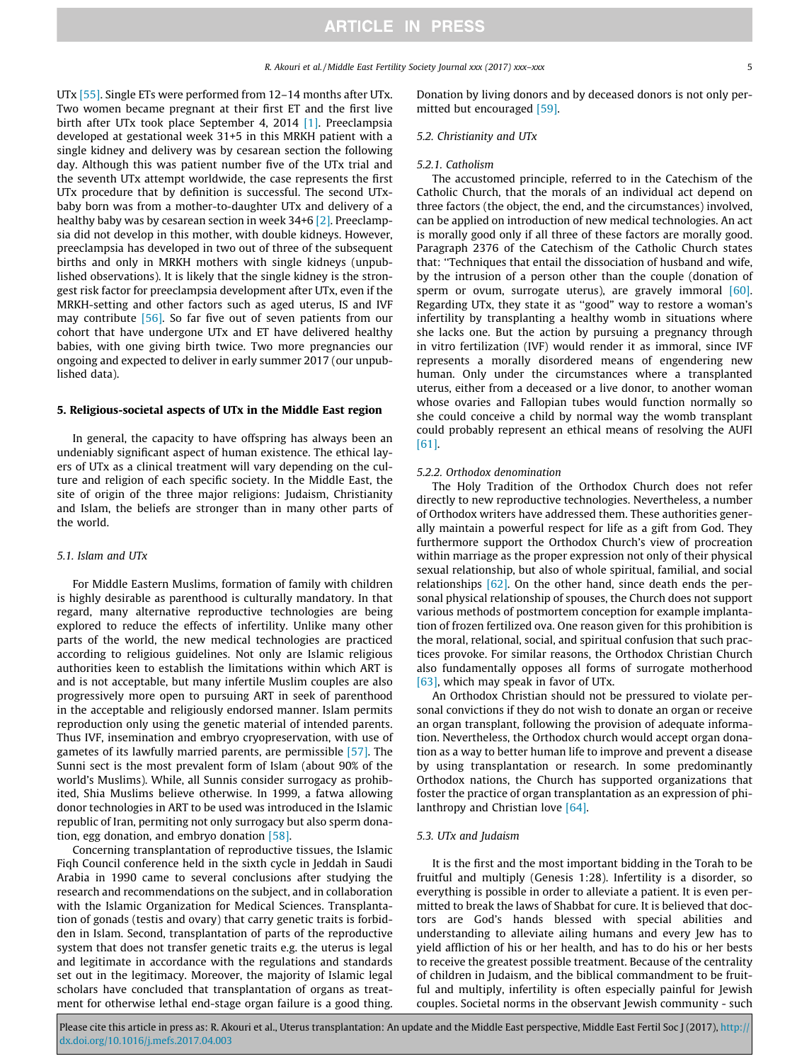UTx [55]. Single ETs were performed from 12–14 months after UTx. Two women became pregnant at their first ET and the first live birth after UTx took place September 4, 2014 [1]. Preeclampsia developed at gestational week 31+5 in this MRKH patient with a single kidney and delivery was by cesarean section the following day. Although this was patient number five of the UTx trial and the seventh UTx attempt worldwide, the case represents the first UTx procedure that by definition is successful. The second UTx-baby born was from a mother-to-daughter UTx and delivery of a healthy baby was by cesarean section in week 34+6 [2]. Preeclampsia did not develop in this mother, with double kidneys. However, preeclampsia has developed in two out of three of the subsequent births and only in MRKH mothers with single kidneys (unpublished observations). It is likely that the single kidney is the strongest risk factor for preeclampsia development after UTx, even if the MRKH-setting and other factors such as aged uterus, IS and IVF may contribute [56]. So far five out of seven patients from our cohort that have undergone UTx and ET have delivered healthy babies, with one giving birth twice. Two more pregnancies our ongoing and expected to deliver in early summer 2017 (our unpublished data).

## 5. Religious-societal aspects of UTx in the Middle East region

In general, the capacity to have offspring has always been an undeniably significant aspect of human existence. The ethical layers of UTx as a clinical treatment will vary depending on the culture and religion of each specific society. In the Middle East, the site of origin of the three major religions: Judaism, Christianity and Islam, the beliefs are stronger than in many other parts of the world.

### 5.1. Islam and UTx

For Middle Eastern Muslims, formation of family with children is highly desirable as parenthood is culturally mandatory. In that regard, many alternative reproductive technologies are being explored to reduce the effects of infertility. Unlike many other parts of the world, the new medical technologies are practiced according to religious guidelines. Not only are Islamic religious authorities keen to establish the limitations within which ART is and is not acceptable, but many infertile Muslim couples are also progressively more open to pursuing ART in seek of parenthood in the acceptable and religiously endorsed manner. Islam permits reproduction only using the genetic material of intended parents. Thus IVF, insemination and embryo cryopreservation, with use of gametes of its lawfully married parents, are permissible [57]. The Sunni sect is the most prevalent form of Islam (about 90% of the world's Muslims). While, all Sunnis consider surrogacy as prohibited, Shia Muslims believe otherwise. In 1999, a fatwa allowing donor technologies in ART to be used was introduced in the Islamic republic of Iran, permiting not only surrogacy but also sperm donation, egg donation, and embryo donation [58].

Concerning transplantation of reproductive tissues, the Islamic Fiqh Council conference held in the sixth cycle in Jeddah in Saudi Arabia in 1990 came to several conclusions after studying the research and recommendations on the subject, and in collaboration with the Islamic Organization for Medical Sciences. Transplantation of gonads (testis and ovary) that carry genetic traits is forbidden in Islam. Second, transplantation of parts of the reproductive system that does not transfer genetic traits e.g. the uterus is legal and legitimate in accordance with the regulations and standards set out in the legitimacy. Moreover, the majority of Islamic legal scholars have concluded that transplantation of organs as treatment for otherwise lethal end-stage organ failure is a good thing. Donation by living donors and by deceased donors is not only permitted but encouraged [59].

### 5.2. Christianity and UTx

#### 5.2.1. Catholism

The accustomed principle, referred to in the Catechism of the Catholic Church, that the morals of an individual act depend on three factors (the object, the end, and the circumstances) involved, can be applied on introduction of new medical technologies. An act is morally good only if all three of these factors are morally good. Paragraph 2376 of the Catechism of the Catholic Church states that: "Techniques that entail the dissociation of husband and wife, by the intrusion of a person other than the couple (donation of sperm or ovum, surrogate uterus), are gravely immoral [60]. Regarding UTx, they state it as "good" way to restore a woman's infertility by transplanting a healthy womb in situations where she lacks one. But the action by pursuing a pregnancy through in vitro fertilization (IVF) would render it as immoral, since IVF represents a morally disordered means of engendering new human. Only under the circumstances where a transplanted uterus, either from a deceased or a live donor, to another woman whose ovaries and Fallopian tubes would function normally so she could conceive a child by normal way the womb transplant could probably represent an ethical means of resolving the AUFI [61].

#### 5.2.2. Orthodox denomination

The Holy Tradition of the Orthodox Church does not refer directly to new reproductive technologies. Nevertheless, a number of Orthodox writers have addressed them. These authorities generally maintain a powerful respect for life as a gift from God. They furthermore support the Orthodox Church's view of procreation within marriage as the proper expression not only of their physical sexual relationship, but also of whole spiritual, familial, and social relationships [62]. On the other hand, since death ends the personal physical relationship of spouses, the Church does not support various methods of postmortem conception for example implantation of frozen fertilized ova. One reason given for this prohibition is the moral, relational, social, and spiritual confusion that such practices provoke. For similar reasons, the Orthodox Christian Church also fundamentally opposes all forms of surrogate motherhood [63], which may speak in favor of UTx.

An Orthodox Christian should not be pressured to violate personal convictions if they do not wish to donate an organ or receive an organ transplant, following the provision of adequate information. Nevertheless, the Orthodox church would accept organ donation as a way to better human life to improve and prevent a disease by using transplantation or research. In some predominantly Orthodox nations, the Church has supported organizations that foster the practice of organ transplantation as an expression of philanthropy and Christian love [64].

### 5.3. UTx and Judaism

It is the first and the most important bidding in the Torah to be fruitful and multiply (Genesis 1:28). Infertility is a disorder, so everything is possible in order to alleviate a patient. It is even permitted to break the laws of Shabbat for cure. It is believed that doctors are God's hands blessed with special abilities and understanding to alleviate ailing humans and every Jew has to yield affliction of his or her health, and has to do his or her bests to receive the greatest possible treatment. Because of the centrality of children in Judaism, and the biblical commandment to be fruitful and multiply, infertility is often especially painful for Jewish couples. Societal norms in the observant Jewish community - such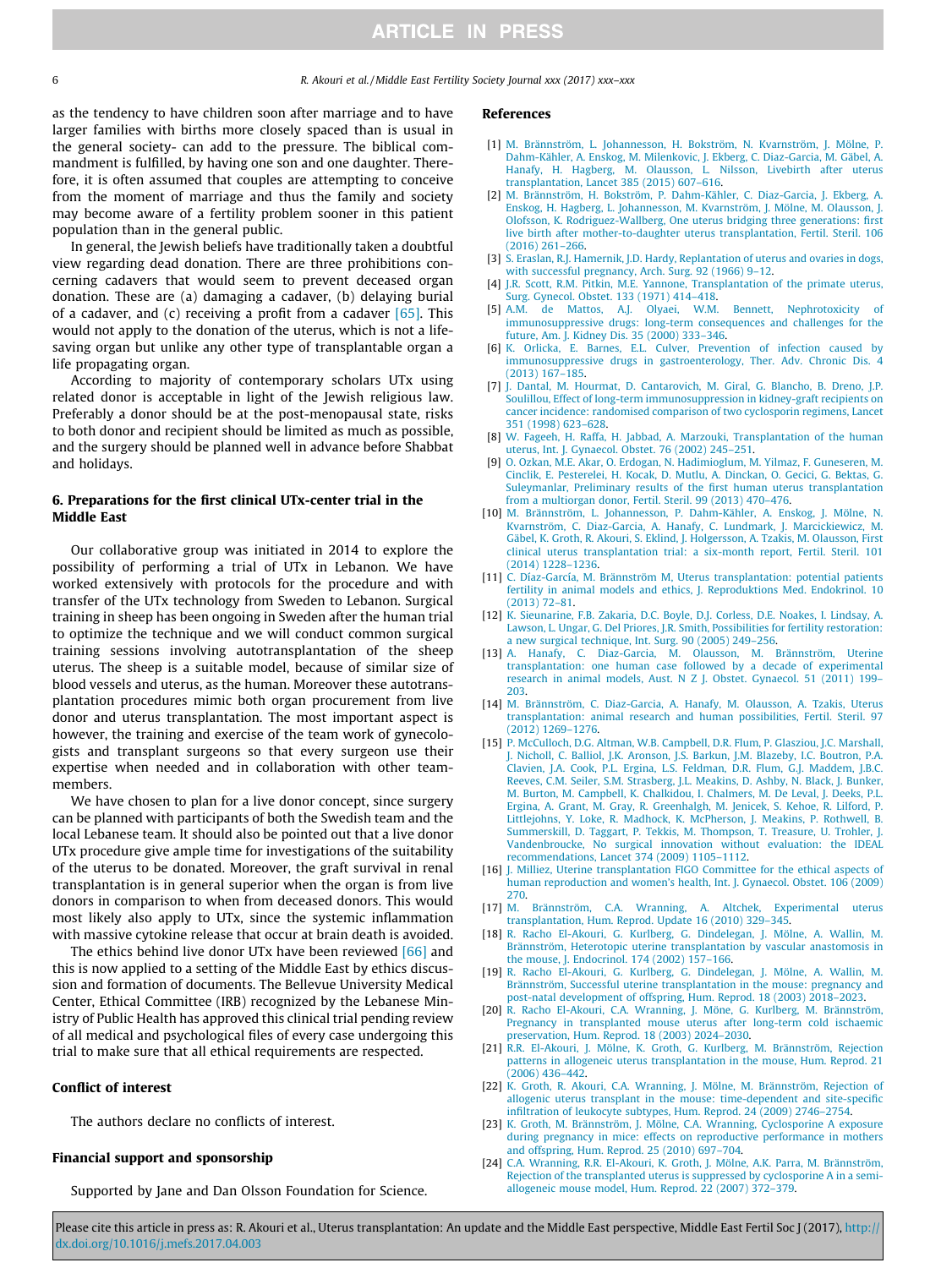as the tendency to have children soon after marriage and to have larger families with births more closely spaced than is usual in the general society- can add to the pressure. The biblical commandment is fulfilled, by having one son and one daughter. Therefore, it is often assumed that couples are attempting to conceive from the moment of marriage and thus the family and society may become aware of a fertility problem sooner in this patient population than in the general public.

In general, the Jewish beliefs have traditionally taken a doubtful view regarding dead donation. There are three prohibitions concerning cadavers that would seem to prevent deceased organ donation. These are (a) damaging a cadaver, (b) delaying burial of a cadaver, and (c) receiving a profit from a cadaver [65]. This would not apply to the donation of the uterus, which is not a life-saving organ but unlike any other type of transplantable organ a life propagating organ.

According to majority of contemporary scholars UTx using related donor is acceptable in light of the Jewish religious law. Preferably a donor should be at the post-menopausal state, risks to both donor and recipient should be limited as much as possible, and the surgery should be planned well in advance before Shabbat and holidays.

## 6. Preparations for the first clinical UTx-center trial in the Middle East

Our collaborative group was initiated in 2014 to explore the possibility of performing a trial of UTx in Lebanon. We have worked extensively with protocols for the procedure and with transfer of the UTx technology from Sweden to Lebanon. Surgical training in sheep has been ongoing in Sweden after the human trial to optimize the technique and we will conduct common surgical training sessions involving autotransplantation of the sheep uterus. The sheep is a suitable model, because of similar size of blood vessels and uterus, as the human. Moreover these autotransplantation procedures mimic both organ procurement from live donor and uterus transplantation. The most important aspect is however, the training and exercise of the team work of gynecologists and transplant surgeons so that every surgeon use their expertise when needed and in collaboration with other team-members.

We have chosen to plan for a live donor concept, since surgery can be planned with participants of both the Swedish team and the local Lebanese team. It should also be pointed out that a live donor UTx procedure give ample time for investigations of the suitability of the uterus to be donated. Moreover, the graft survival in renal transplantation is in general superior when the organ is from live donors in comparison to when from deceased donors. This would most likely also apply to UTx, since the systemic inflammation with massive cytokine release that occur at brain death is avoided.

The ethics behind live donor UTx have been reviewed [66] and this is now applied to a setting of the Middle East by ethics discussion and formation of documents. The Bellevue University Medical Center, Ethical Committee (IRB) recognized by the Lebanese Ministry of Public Health has approved this clinical trial pending review of all medical and psychological files of every case undergoing this trial to make sure that all ethical requirements are respected.

### Conflict of interest

The authors declare no conflicts of interest.

### Financial support and sponsorship

Supported by Jane and Dan Olsson Foundation for Science.

### References

[1] M. Brännström, L. Johannesson, H. Bokström, N. Kvarnström, J. Mölne, P. Dahm-Kähler, A. Enskog, M. Milenkovic, J. Ekberg, C. Diaz-Garcia, M. Gäbel, A. Hanafy, H. Hagberg, M. Olausson, L. Nilsson, Livebirth after uterus transplantation, Lancet 385 (2015) 607–616.

[2] M. Brännström, H. Bokström, P. Dahm-Kähler, C. Diaz-Garcia, J. Ekberg, A. Enskog, H. Hagberg, L. Johannesson, N. Kvarnström, J. Mölne, M. Olausson, J. Olofsson, K. Rodriguez-Wallberg, One uterus bridging three generations: first live birth after mother-to-daughter uterus transplantation, Fertil. Steril. 106 (2016) 261–266.

[3] S. Eraslan, R.J. Hamernik, J.D. Hardy, Replantation of uterus and ovaries in dogs, with successful pregnancy, Arch. Surg. 92 (1966) 9–12.

[4] J.R. Scott, R.M. Pitkin, M.E. Yannone, Transplantation of the primate uterus, Surg. Gynecol. Obstet. 133 (1971) 414–418.

[5] A.M. de Mattos, A.J. Olyaei, W.M. Bennett, Nephrotoxicity of immunosuppressive drugs: long-term consequences and challenges for the future, Am. J. Kidney Dis. 35 (2000) 333–346.

[6] K. Orlicka, E. Barnes, E.L. Culver, Prevention of infection caused by immunosuppressive drugs in gastroenterology, Ther. Adv. Chronic Dis. 4 (2013) 167–185.

[7] J. Dantal, M. Hourmat, D. Cantarovich, M. Giral, G. Blancho, B. Dreno, J.P. Soulillou, Effect of long-term immunosuppression in kidney-graft recipients on cancer incidence: randomised comparison of two cyclosporin regimens, Lancet 351 (1998) 623–628.

[8] W. Fageeh, H. Raffa, H. Jabbad, A. Marzouki, Transplantation of the human uterus, Int. J. Gynaecol. Obstet. 76 (2002) 245–251.

[9] O. Ozkan, M.E. Akar, O. Erdogan, N. Hadimioglum, M. Yilmaz, F. Guneseren, M. Cinclik, E. Pesterelei, H. Kocak, D. Mutlu, A. Dinckan, O. Gecici, G. Bektas, G. Suleymanlar, Preliminary results of the first human uterus transplantation from a multiorgan donor, Fertil. Steril. 99 (2013) 470–476.

[10] M. Brännström, L. Johannesson, P. Dahm-Kähler, A. Enskog, J. Mölne, N. Kvarnström, C. Diaz-Garcia, A. Hanafy, C. Lundmark, J. Marcickiewicz, M. Gäbel, K. Groth, R. Akouri, S. Eklind, J. Holgersson, A. Tzakis, M. Olausson, First clinical uterus transplantation trial: a six-month report, Fertil. Steril. 101 (2014) 1228–1236.

[11] C. Díaz-García, M. Brännström M, Uterus transplantation: potential patients fertility in animal models and ethics, J. Reproduktions Med. Endokrinol. 10 (2013) 72–81.

[12] K. Sieunarine, F.B. Zakaria, D.C. Boyle, D.J. Corless, D.E. Noakes, I. Lindsay, A. Lawson, L. Ungar, G. Del Priores, J.R. Smith, Possibilities for fertility restoration: a new surgical technique, Int. Surg. 90 (2005) 249–256.

[13] A. Hanafy, C. Diaz-Garcia, M. Olausson, M. Brännström, Uterine transplantation: one human case followed by a decade of experimental research in animal models, Aust. N Z J. Obstet. Gynaecol. 51 (2011) 199–203.

[14] M. Brännström, C. Diaz-Garcia, A. Hanafy, M. Olausson, A. Tzakis, Uterus transplantation: animal research and human possibilities, Fertil. Steril. 97 (2012) 1269–1276.

[15] P. McCulloch, D.G. Altman, W.B. Campbell, D.R. Flum, P. Glasziou, J.C. Marshall, J. Nicholl, C. Balliol, J.K. Aronson, J.S. Barkun, J.M. Blazeby, I.C. Boutron, P.A. Clavien, J.A. Cook, P.L. Ergina, L.S. Feldman, D.R. Flum, G.J. Maddem, J.B.C. Reeves, C.M. Seiler, S.M. Strasberg, J.L. Meakins, D. Ashby, N. Black, J. Bunker, M. Burton, M. Campbell, K. Chalkidou, I. Chalmers, M. De Leval, J. Deeks, P.L. Ergina, A. Grant, M. Gray, R. Greenhalgh, M. Jenicek, S. Kehoe, R. Lilford, P. Littlejohns, Y. Loke, R. Madhock, K. McPherson, J. Meakins, P. Rothwell, B. Summerskill, D. Taggart, P. Tekkis, M. Thompson, T. Treasure, U. Trohler, J. Vandenbroucke, No surgical innovation without evaluation: the IDEAL recommendations, Lancet 374 (2009) 1105–1112.

[16] J. Milliez, Uterine transplantation FIGO Committee for the ethical aspects of human reproduction and women's health, Int. J. Gynaecol. Obstet. 106 (2009) 270.

[17] M. Brännström, C.A. Wranning, A. Altchek, Experimental uterus transplantation, Hum. Reprod. Update 16 (2010) 329–345.

[18] R. Racho El-Akouri, G. Kurlberg, G. Dindelegan, J. Mölne, A. Wallin, M. Brännström, Heterotopic uterine transplantation by vascular anastomosis in the mouse, J. Endocrinol. 174 (2002) 157–166.

[19] R. Racho El-Akouri, G. Kurlberg, G. Dindelegan, J. Mölne, A. Wallin, M. Brännström, Successful uterine transplantation in the mouse: pregnancy and post-natal development of offspring, Hum. Reprod. 18 (2003) 2018–2023.

[20] R. Racho El-Akouri, C.A. Wranning, J. Möne, G. Kurlberg, M. Brännström, Pregnancy in transplanted mouse uterus after long-term cold ischaemic preservation, Hum. Reprod. 18 (2003) 2024–2030.

[21] R.R. El-Akouri, J. Mölne, K. Groth, G. Kurlberg, M. Brännström, Rejection patterns in allogeneic uterus transplantation in the mouse, Hum. Reprod. 21 (2006) 436–442.

[22] K. Groth, R. Akouri, C.A. Wranning, J. Mölne, M. Brännström, Rejection of allogenic uterus transplant in the mouse: time-dependent and site-specific infiltration of leukocyte subtypes, Hum. Reprod. 24 (2009) 2746–2754.

[23] K. Groth, M. Brännström, J. Mölne, C.A. Wranning, Cyclosporine A exposure during pregnancy in mice: effects on reproductive performance in mothers and offspring, Hum. Reprod. 25 (2010) 697–704.

[24] C.A. Wranning, R.R. El-Akouri, K. Groth, J. Mölne, A.K. Parra, M. Brännström, Rejection of the transplanted uterus is suppressed by cyclosporine A in a semi-allogeneic mouse model, Hum. Reprod. 22 (2007) 372–379.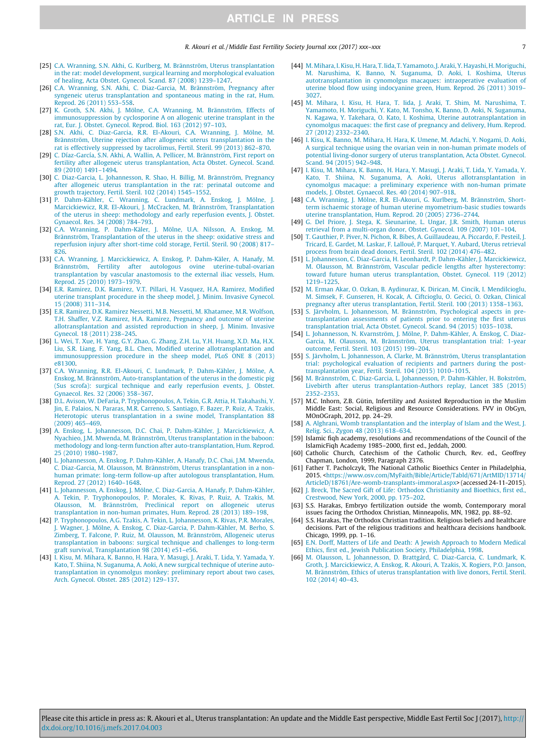[25] C.A. Wranning, S.N. Akhi, G. Kurlberg, M. Brännström, Uterus transplantation in the rat: model development, surgical learning and morphological evaluation of healing, Acta Obstet. Gynecol. Scand. 87 (2008) 1239–1247.

[26] C.A. Wranning, S.N. Akhi, C. Diaz-Garcia, M. Brännström, Pregnancy after syngeneic uterus transplantation and spontaneous mating in the rat, Hum. Reprod. 26 (2011) 553–558.

[27] K. Groth, S.N. Akhi, J. Mölne, C.A. Wranning, M. Brännström, Effects of immunosuppression by cyclosporine A on allogenic uterine transplant in the rat, Eur. J. Obstet. Gynecol. Reprod. Biol. 163 (2012) 97–103.

[28] S.N. Akhi, C. Diaz-Garcia, R.R. El-Akouri, C.A. Wranning, J. Mölne, M. Brännström, Uterine rejection after allogeneic uterus transplantation in the rat is effectively suppressed by tacrolimus, Fertil. Steril. 99 (2013) 862–870.

[29] C. Díaz-García, S.N. Akhi, A. Wallin, A. Pellicer, M. Brännström, First report on fertility after allogeneic uterus transplantation, Acta Obstet. Gynecol. Scand. 89 (2010) 1491–1494.

[30] C. Diaz-Garcia, L. Johannesson, R. Shao, H. Billig, M. Brännström, Pregnancy after allogeneic uterus transplantation in the rat: perinatal outcome and growth trajectory, Fertil. Steril. 102 (2014) 1545–1552.

[31] P. Dahm-Kähler, C. Wranning, C. Lundmark, A. Enskog, J. Mölne, J. Marcickiewicz, R.R. El-Akouri, J. McCracken, M. Brännström, Transplantation of the uterus in sheep: methodology and early reperfusion events, J. Obstet. Gynaecol. Res. 34 (2008) 784–793.

[32] C.A. Wranning, P. Dahm-Käler, J. Mölne, U.A. Nilsson, A. Enskog, M. Brännström, Transplantation of the uterus in the sheep: oxidative stress and reperfusion injury after short-time cold storage, Fertil. Steril. 90 (2008) 817–826.

[33] C.A. Wranning, J. Marcickiewicz, A. Enskog, P. Dahm-Käler, A. Hanafy, M. Brännström, Fertility after autologous ovine uterine-tubal-ovarian transplantation by vascular anastomosis to the external iliac vessels, Hum. Reprod. 25 (2010) 1973–1979.

[34] E.R. Ramirez, D.K. Ramirez, V.T. Pillari, H. Vasquez, H.A. Ramirez, Modified uterine transplant procedure in the sheep model, J. Minim. Invasive Gynecol. 15 (2008) 311–314.

[35] E.R. Ramirez, D.K. Ramirez Nessetti, M.B. Nessetti, M. Khatamee, M.R. Wolfson, T.H. Shaffer, V.Z. Ramirez, H.A. Ramirez, Pregnancy and outcome of uterine allotransplantation and assisted reproduction in sheep, J. Minim. Invasive Gynecol. 18 (2011) 238–245.

[36] L. Wei, T. Xue, H. Yang, G.Y. Zhao, G. Zhang, Z.H. Lu, Y.H. Huang, X.D. Ma, H.X. Liu, S.R. Liang, F. Yang, B.L. Chen, Modified uterine allotransplantation and immunosuppression procedure in the sheep model, PLoS ONE 8 (2013) e81300.

[37] C.A. Wranning, R.R. El-Akouri, C. Lundmark, P. Dahm-Kähler, J. Mölne, A. Enskog, M. Brännström, Auto-transplantation of the uterus in the domestic pig (Sus scrofa): surgical technique and early reperfusion events, J. Obstet. Gynaecol. Res. 32 (2006) 358–367.

[38] D.L. Avison, W. DeFaria, P. Tryphonopoulos, A. Tekin, G.R. Attia, H. Takahashi, Y. Jin, E. Palaios, N. Pararas, M.R. Carreno, S. Santiago, F. Bazer, P. Ruiz, A. Tzakis, Heterotopic uterus transplantation in a swine model, Transplantation 88 (2009) 465–469.

[39] A. Enskog, L. Johannesson, D.C. Chai, P. Dahm-Kähler, J. Marcickiewicz, A. Nyachieo, J.M. Mwenda, M. Brännström, Uterus transplantation in the baboon: methodology and long-term function after auto-transplantation, Hum. Reprod. 25 (2010) 1980–1987.

[40] L. Johannesson, A. Enskog, P. Dahm-Kähler, A. Hanafy, D.C. Chai, J.M. Mwenda, C. Diaz-Garcia, M. Olausson, M. Brännström, Uterus transplantation in a non-human primate: long-term follow-up after autologous transplantation, Hum. Reprod. 27 (2012) 1640–1648.

[41] L. Johannesson, A. Enskog, J. Mölne, C. Diaz-Garcia, A. Hanafy, P. Dahm-Kähler, A. Tekin, P. Tryphonopoulos, P. Morales, K. Rivas, P. Ruiz, A. Tzakis, M. Olausson, M. Brännström, Preclinical report on allogeneic uterus transplantation in non-human primates, Hum. Reprod. 28 (2013) 189–198.

[42] P. Tryphonopoulos, A.G. Tzakis, A. Tekin, L. Johannesson, K. Rivas, P.R. Morales, J. Wagner, J. Mölne, A. Enskog, C. Diaz-Garcia, P. Dahm-Kähler, M. Berho, S. Zimberg, T. Falcone, P. Ruiz, M. Olausson, M. Brännström, Allogeneic uterus transplantation in baboons: surgical technique and challenges to long-term graft survival, Transplantation 98 (2014) e51–e56.

[43] I. Kisu, M. Mihara, K. Banno, H. Hara, Y. Masugi, J. Araki, T. Lida, Y. Yamada, Y. Kato, T. Shiina, N. Suganuma, A. Aoki, A new surgical technique of uterine auto-transplantation in cynomolgus monkey: preliminary report about two cases, Arch. Gynecol. Obstet. 285 (2012) 129–137.

[44] M. Mihara, I. Kisu, H. Hara, T. Iida, T. Yamamoto, J. Araki, Y. Hayashi, H. Moriguchi, M. Narushima, K. Banno, N. Suganuma, D. Aoki, I. Koshima, Uterus autotransplantation in cynomolgus macaques: intraoperative evaluation of uterine blood flow using indocyanine green, Hum. Reprod. 26 (2011) 3019–3027.

[45] M. Mihara, I. Kisu, H. Hara, T. Iida, J. Araki, T. Shim, M. Narushima, T. Yamamoto, H. Moriguchi, Y. Kato, M. Tonsho, K. Banno, D. Aoki, N. Suganuma, N. Kagawa, Y. Takehara, O. Kato, I. Koshima, Uterine autotransplantation in cynomolgus macaques: the first case of pregnancy and delivery, Hum. Reprod. 27 (2012) 2332–2340.

[46] I. Kisu, K. Banno, M. Mihara, H. Hara, K. Umene, M. Adachi, Y. Nogami, D. Aoki, A surgical technique using the ovarian vein in non-human primate models of potential living-donor surgery of uterus transplantation, Acta Obstet. Gynecol. Scand. 94 (2015) 942–948.

[47] I. Kisu, M. Mihara, K. Banno, H. Hara, Y. Masugi, J. Araki, T. Lida, Y. Yamada, Y. Kato, T. Shiina, N. Suganuma, A. Aoki, Uterus allotransplantation in cynomolgus macaque: a preliminary experience with non-human primate models, J. Obstet. Gynaecol. Res. 40 (2014) 907–918.

[48] C.A. Wranning, J. Mölne, R.R. El-Akouri, G. Kurlberg, M. Brännström, Short-term ischaemic storage of human uterine myometrium-basic studies towards uterine transplantation, Hum. Reprod. 20 (2005) 2736–2744.

[49] G. Del Priore, J. Stega, K. Sieunarine, L. Ungar, J.R. Smith, Human uterus retrieval from a multi-organ donor, Obstet. Gynecol. 109 (2007) 101–104.

[50] T. Gauthier, P. Piver, N. Pichon, R. Bibes, A. Guillaudeau, A. Piccardo, F. Pesteil, J. Tricard, E. Gardet, M. Laskar, F. Lalloué, P. Marquet, Y. Aubard, Uterus retrieval process from brain dead donors, Fertil. Steril. 102 (2014) 476–482.

[51] L. Johannesson, C. Diaz-Garcia, H. Leonhardt, P. Dahm-Kähler, J. Marcickiewicz, M. Olausson, M. Brännström, Vascular pedicle lengths after hysterectomy: toward future human uterus transplantation, Obstet. Gynecol. 119 (2012) 1219–1225.

[52] M. Erman Akar, O. Ozkan, B. Aydinuraz, K. Dirican, M. Cincik, I. Mendilcioglu, M. Simsek, F. Gunseren, H. Kocak, A. Ciftcioglu, O. Gecici, O. Ozkan, Clinical pregnancy after uterus transplantation, Fertil. Steril. 100 (2013) 1358–1363.

[53] S. Järvholm, L. Johannesson, M. Brännström, Psychological aspects in pre-transplantation assessments of patients prior to entering the first uterus transplantation trial, Acta Obstet. Gynecol. Scand. 94 (2015) 1035–1038.

[54] L. Johannesson, N. Kvarnström, J. Mölne, P. Dahm-Kähler, A. Enskog, C. Diaz-Garcia, M. Olausson, M. Brännström, Uterus transplantation trial: 1-year outcome, Fertil. Steril. 103 (2015) 199–204.

[55] S. Järvholm, L. Johannesson, A. Clarke, M. Brännström, Uterus transplantation trial: psychological evaluation of recipients and partners during the post-transplantation year, Fertil. Steril. 104 (2015) 1010–1015.

[56] M. Brännström, C. Diaz-Garcia, L. Johannesson, P. Dahm-Kähler, H. Bokström, Livebirth after uterus transplantation-Authors replay, Lancet 385 (2015) 2352–2353.

[57] M.C. Inhorn, Z.B. Gütin, Infertility and Assisted Reproduction in the Muslim Middle East: Social, Religious and Resource Considerations. FVV in ObGyn, MOnOGraph, 2012, pp. 24–29.

[58] A. Alghrani, Womb transplantation and the interplay of Islam and the West, J. Relig. Sci., Zygon 48 (2013) 618–634.

[59] Islamic fiqh academy, resolutions and recommendations of the Council of the IslamicFiqh Academy 1985–2000, first ed., Jeddah, 2000.

[60] Catholic Church, Catechism of the Catholic Church, Rev. ed., Geoffrey Chapman, London, 1999, Paragraph 2376.

[61] Father T. Pacholczyk, The National Catholic Bioethics Center in Philadelphia, 2015. <https://www.osv.com/MyFaith/Bible/Article/TabId/671/ArtMID/13714/ArticleD/18761/Are-womb-transplants-immoral.aspx> (accessed 24-11-2015).

[62] J. Breck, The Sacred Gift of Life: Orthodox Christianity and Bioethics, first ed., Crestwood, New York, 2000, pp. 175–202.

[63] S.S. Harakas, Embryo fertilization outside the womb, Contemporary moral issues facing the Orthodox Christian, Minneapolis, MN, 1982, pp. 88–92.

[64] S.S. Harakas, The Orthodox Christian tradition. Religious beliefs and healthcare decisions. Part of the religious traditions and healthcara decisions handbook. Chicago, 1999, pp. 1–16.

[65] E.N. Dorff, Matters of Life and Death: A Jewish Approach to Modern Medical Ethics, first ed., Jewish Publication Society, Philadelphia, 1998.

[66] M. Olausson, L. Johannesson, D. Brattgård, C. Diaz-Garcia, C. Lundmark, K. Groth, J. Marcickiewicz, A. Enskog, R. Akouri, A. Tzakis, X. Rogiers, P.O. Janson, M. Brännström, Ethics of uterus transplantation with live donors, Fertil. Steril. 102 (2014) 40–43.